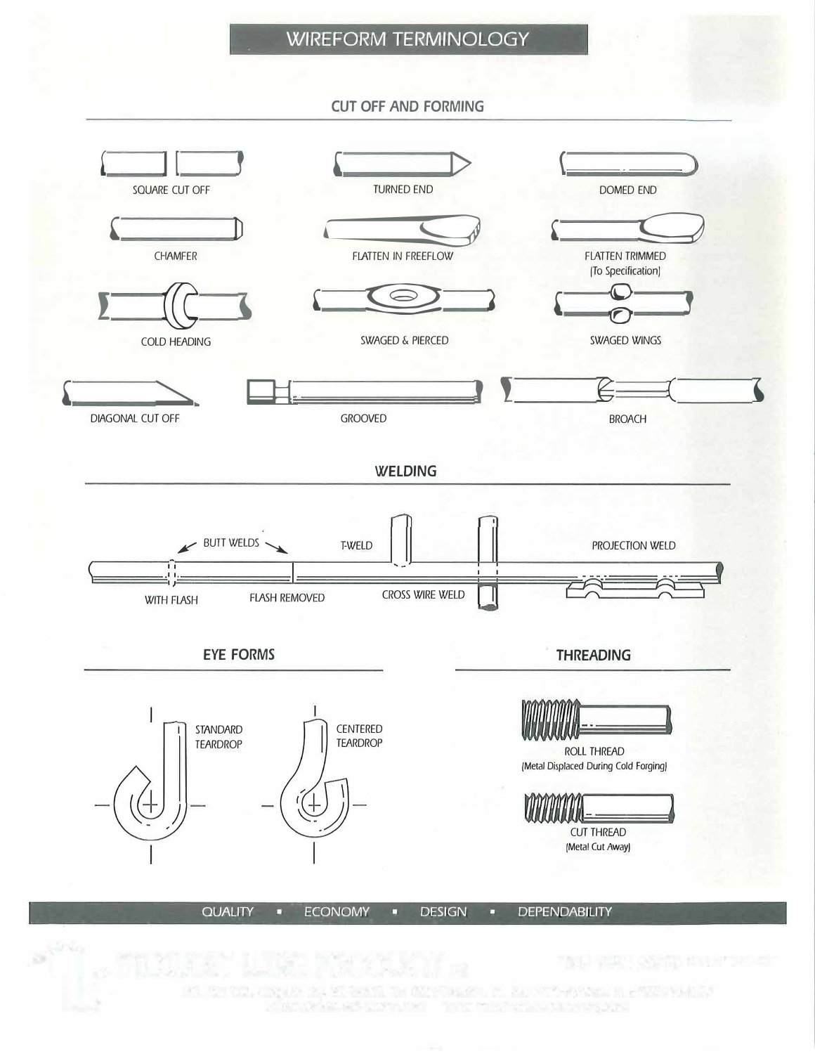# WIREFORM TERMINOLOGY

## CUT OFF AND FORMING

SQUARE CUT OFF

TURNED END

DOMED END

CHAMFER

FLATTEN IN FREEFLOW

FLATTEN TRIMMED (To Specification)

COLD HEADING

SWAGED & PIERCED

SWAGED WINGS

DIAGONAL CUT OFF

GROOVED

BROACH

## WELDING

BUTT WELDS

WITH FLASH

FLASH REMOVED

T-WELD

CROSS WIRE WELD

PROJECTION WELD

## EYE FORMS

STANDARD TEARDROP

CENTERED TEARDROP

## THREADING

ROLL THREAD (Metal Displaced During Cold Forging)

CUT THREAD (Metal Cut Away)

QUALITY ▪ ECONOMY ▪ DESIGN ▪ DEPENDABILITY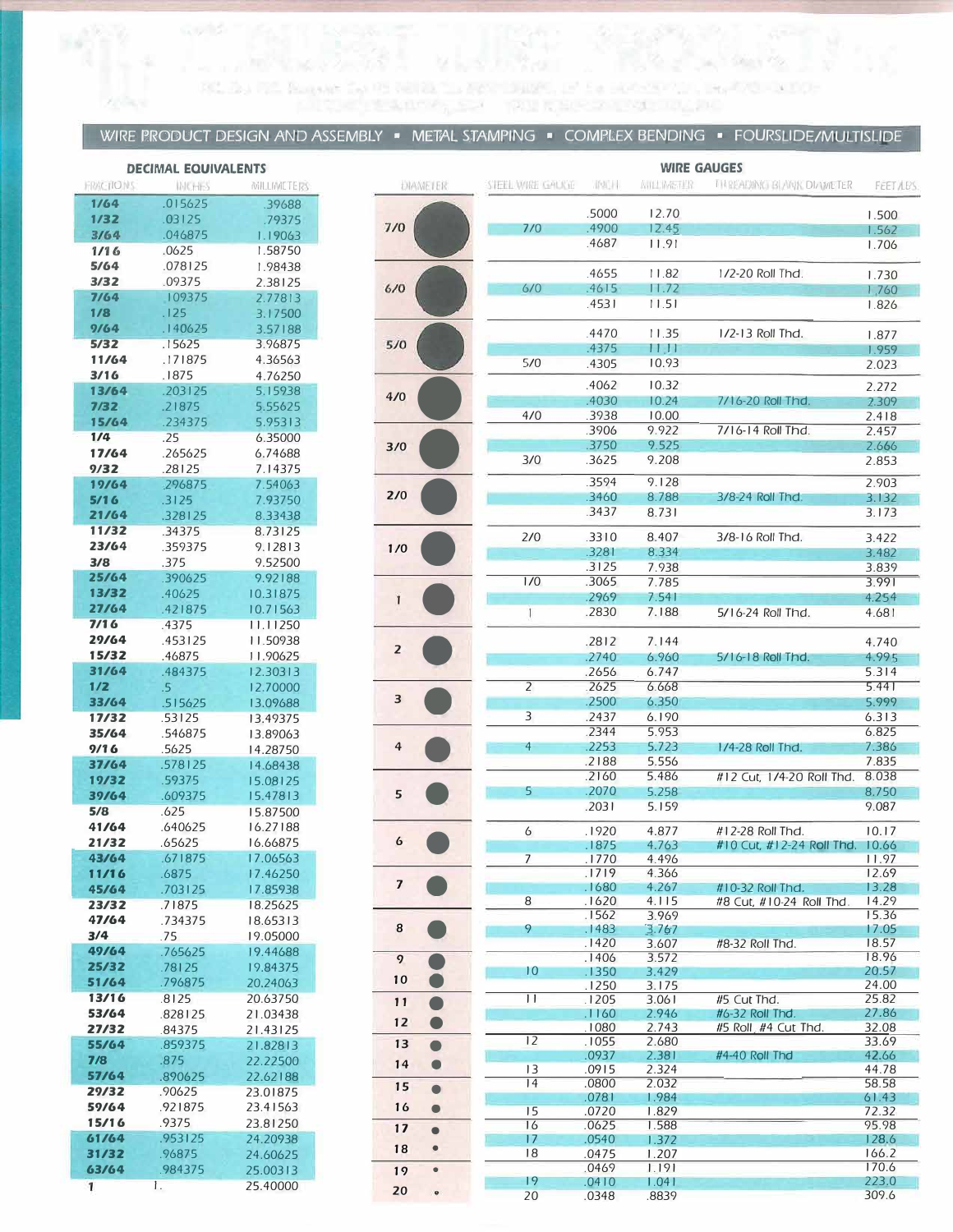WIRE PRODUCT DESIGN AND ASSEMBLY • METAL STAMPING • COMPLEX BENDING • FOURSLIDE/MULTISLIDE

## DECIMAL EQUIVALENTS

| FRACTIONS | INCHES | MILLIMETERS |
|---|---|---|
| **1/64** | .015625 | .39688 |
| **1/32** | .03125 | .79375 |
| **3/64** | .046875 | 1.19063 |
| **1/16** | .0625 | 1.58750 |
| **5/64** | .078125 | 1.98438 |
| **3/32** | .09375 | 2.38125 |
| **7/64** | .109375 | 2.77813 |
| **1/8** | .125 | 3.17500 |
| **9/64** | .140625 | 3.57188 |
| **5/32** | .15625 | 3.96875 |
| **11/64** | .171875 | 4.36563 |
| **3/16** | .1875 | 4.76250 |
| **13/64** | .203125 | 5.15938 |
| **7/32** | .21875 | 5.55625 |
| **15/64** | .234375 | 5.95313 |
| **1/4** | .25 | 6.35000 |
| **17/64** | .265625 | 6.74688 |
| **9/32** | .28125 | 7.14375 |
| **19/64** | .296875 | 7.54063 |
| **5/16** | .3125 | 7.93750 |
| **21/64** | .328125 | 8.33438 |
| **11/32** | .34375 | 8.73125 |
| **23/64** | .359375 | 9.12813 |
| **3/8** | .375 | 9.52500 |
| **25/64** | .390625 | 9.92188 |
| **13/32** | .40625 | 10.31875 |
| **27/64** | .421875 | 10.71563 |
| **7/16** | .4375 | 11.11250 |
| **29/64** | .453125 | 11.50938 |
| **15/32** | .46875 | 11.90625 |
| **31/64** | .484375 | 12.30313 |
| **1/2** | .5 | 12.70000 |
| **33/64** | .515625 | 13.09688 |
| **17/32** | .53125 | 13.49375 |
| **35/64** | .546875 | 13.89063 |
| **9/16** | .5625 | 14.28750 |
| **37/64** | .578125 | 14.68438 |
| **19/32** | .59375 | 15.08125 |
| **39/64** | .609375 | 15.47813 |
| **5/8** | .625 | 15.87500 |
| **41/64** | .640625 | 16.27188 |
| **21/32** | .65625 | 16.66875 |
| **43/64** | .671875 | 17.06563 |
| **11/16** | .6875 | 17.46250 |
| **45/64** | .703125 | 17.85938 |
| **23/32** | .71875 | 18.25625 |
| **47/64** | .734375 | 18.65313 |
| **3/4** | .75 | 19.05000 |
| **49/64** | .765625 | 19.44688 |
| **25/32** | .78125 | 19.84375 |
| **51/64** | .796875 | 20.24063 |
| **13/16** | .8125 | 20.63750 |
| **53/64** | .828125 | 21.03438 |
| **27/32** | .84375 | 21.43125 |
| **55/64** | .859375 | 21.82813 |
| **7/8** | .875 | 22.22500 |
| **57/64** | .890625 | 22.62188 |
| **29/32** | .90625 | 23.01875 |
| **59/64** | .921875 | 23.41563 |
| **15/16** | .9375 | 23.81250 |
| **61/64** | .953125 | 24.20938 |
| **31/32** | .96875 | 24.60625 |
| **63/64** | .984375 | 25.00313 |
| **1** | 1. | 25.40000 |

## WIRE GAUGES

| STEEL WIRE GAUGE | INCH | MILLIMETER | THREADING BLANK DIAMETER | FEET/LBS. |
|---|---|---|---|---|
| | .5000 | 12.70 | | 1.500 |
| 7/0 | .4900 | 12.45 | | 1.562 |
| | .4687 | 11.91 | | 1.706 |
| | .4655 | 11.82 | 1/2-20 Roll Thd. | 1.730 |
| 6/0 | .4615 | 11.72 | | 1.760 |
| | .4531 | 11.51 | | 1.826 |
| | .4470 | 11.35 | 1/2-13 Roll Thd. | 1.877 |
| | .4375 | 11.11 | | 1.959 |
| 5/0 | .4305 | 10.93 | | 2.023 |
| | .4062 | 10.32 | | 2.272 |
| | .4030 | 10.24 | 7/16-20 Roll Thd. | 2.309 |
| 4/0 | .3938 | 10.00 | | 2.418 |
| | .3906 | 9.922 | 7/16-14 Roll Thd. | 2.457 |
| | .3750 | 9.525 | | 2.666 |
| 3/0 | .3625 | 9.208 | | 2.853 |
| | .3594 | 9.128 | | 2.903 |
| | .3460 | 8.788 | 3/8-24 Roll Thd. | 3.132 |
| | .3437 | 8.731 | | 3.173 |
| 2/0 | .3310 | 8.407 | 3/8-16 Roll Thd. | 3.422 |
| | .3281 | 8.334 | | 3.482 |
| | .3125 | 7.938 | | 3.839 |
| 1/0 | .3065 | 7.785 | | 3.991 |
| | .2969 | 7.541 | | 4.254 |
| 1 | .2830 | 7.188 | 5/16-24 Roll Thd. | 4.681 |
| | .2812 | 7.144 | | 4.740 |
| | .2740 | 6.960 | 5/16-18 Roll Thd. | 4.995 |
| | .2656 | 6.747 | | 5.314 |
| 2 | .2625 | 6.668 | | 5.441 |
| | .2500 | 6.350 | | 5.999 |
| 3 | .2437 | 6.190 | | 6.313 |
| | .2344 | 5.953 | | 6.825 |
| 4 | .2253 | 5.723 | 1/4-28 Roll Thd. | 7.386 |
| | .2188 | 5.556 | | 7.835 |
| | .2160 | 5.486 | #12 Cut, 1/4-20 Roll Thd. | 8.038 |
| 5 | .2070 | 5.258 | | 8.750 |
| | .2031 | 5.159 | | 9.087 |
| 6 | .1920 | 4.877 | #12-28 Roll Thd. | 10.17 |
| | .1875 | 4.763 | #10 Cut, #12-24 Roll Thd. | 10.66 |
| 7 | .1770 | 4.496 | | 11.97 |
| | .1719 | 4.366 | | 12.69 |
| | .1680 | 4.267 | #10-32 Roll Thd. | 13.28 |
| 8 | .1620 | 4.115 | #8 Cut, #10-24 Roll Thd. | 14.29 |
| | .1562 | 3.969 | | 15.36 |
| 9 | .1483 | 3.767 | | 17.05 |
| | .1420 | 3.607 | #8-32 Roll Thd. | 18.57 |
| | .1406 | 3.572 | | 18.96 |
| 10 | .1350 | 3.429 | | 20.57 |
| | .1250 | 3.175 | | 24.00 |
| 11 | .1205 | 3.061 | #5 Cut Thd. | 25.82 |
| | .1160 | 2.946 | #6-32 Roll Thd. | 27.86 |
| | .1080 | 2.743 | #5 Roll, #4 Cut Thd. | 32.08 |
| 12 | .1055 | 2.680 | | 33.69 |
| | .0937 | 2.381 | #4-40 Roll Thd | 42.66 |
| 13 | .0915 | 2.324 | | 44.78 |
| 14 | .0800 | 2.032 | | 58.58 |
| | .0781 | 1.984 | | 61.43 |
| 15 | .0720 | 1.829 | | 72.32 |
| 16 | .0625 | 1.588 | | 95.98 |
| 17 | .0540 | 1.372 | | 128.6 |
| 18 | .0475 | 1.207 | | 166.2 |
| | .0469 | 1.191 | | 170.6 |
| 19 | .0410 | 1.041 | | 223.0 |
| 20 | .0348 | .8839 | | 309.6 |